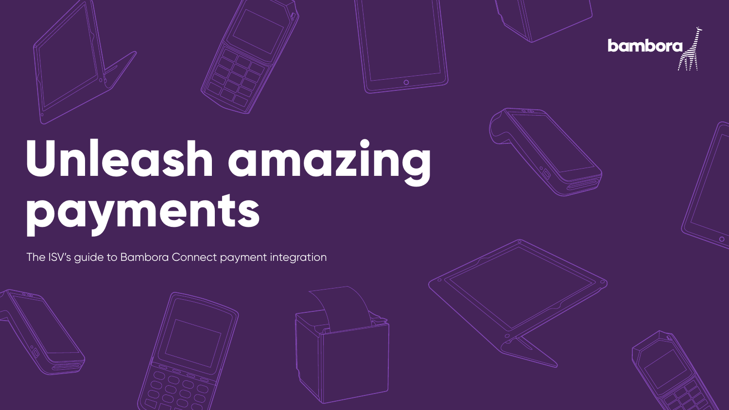bambora

# Unleash amazing payments

The ISV's guide to Bambora Connect payment integration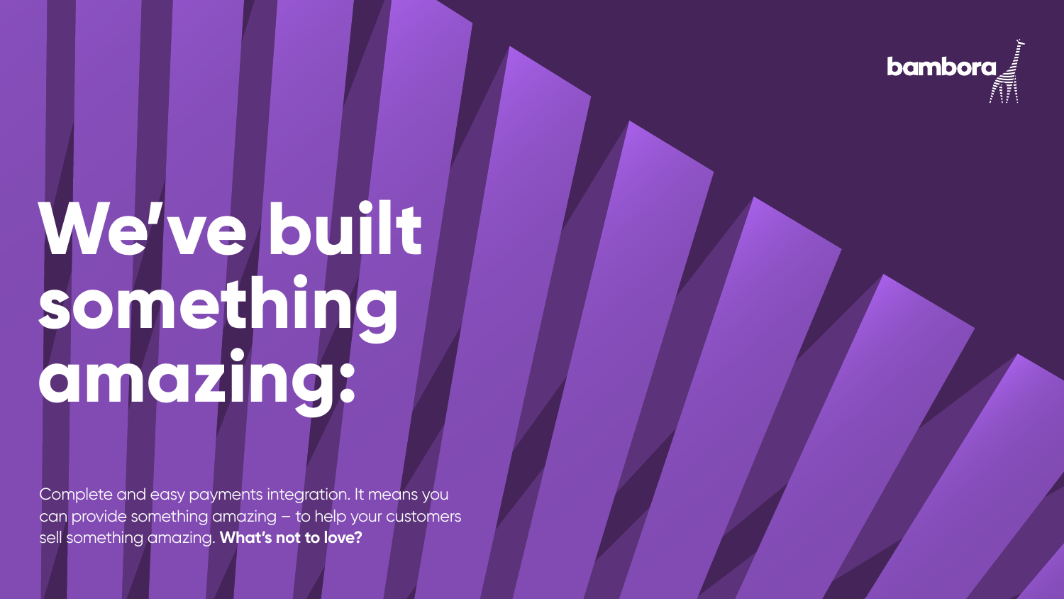bambora

# We've built something amazing:

Complete and easy payments integration. It means you can provide something amazing – to help your customers sell something amazing. **What's not to love?**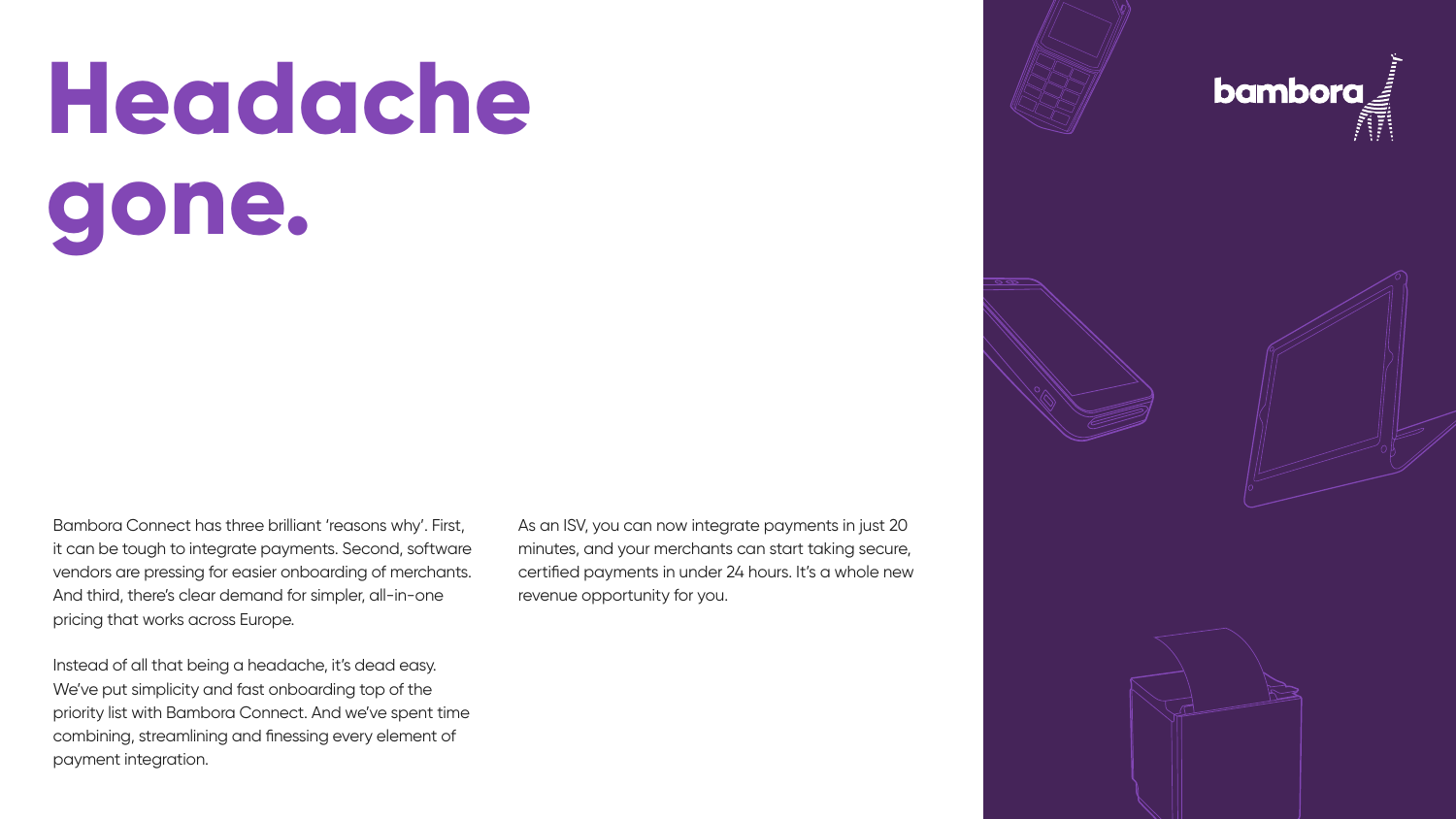# Headache gone.

Bambora Connect has three brilliant 'reasons why'. First, it can be tough to integrate payments. Second, software vendors are pressing for easier onboarding of merchants. And third, there's clear demand for simpler, all-in-one pricing that works across Europe.

Instead of all that being a headache, it's dead easy. We've put simplicity and fast onboarding top of the priority list with Bambora Connect. And we've spent time combining, streamlining and finessing every element of payment integration.

As an ISV, you can now integrate payments in just 20 minutes, and your merchants can start taking secure, certified payments in under 24 hours. It's a whole new revenue opportunity for you.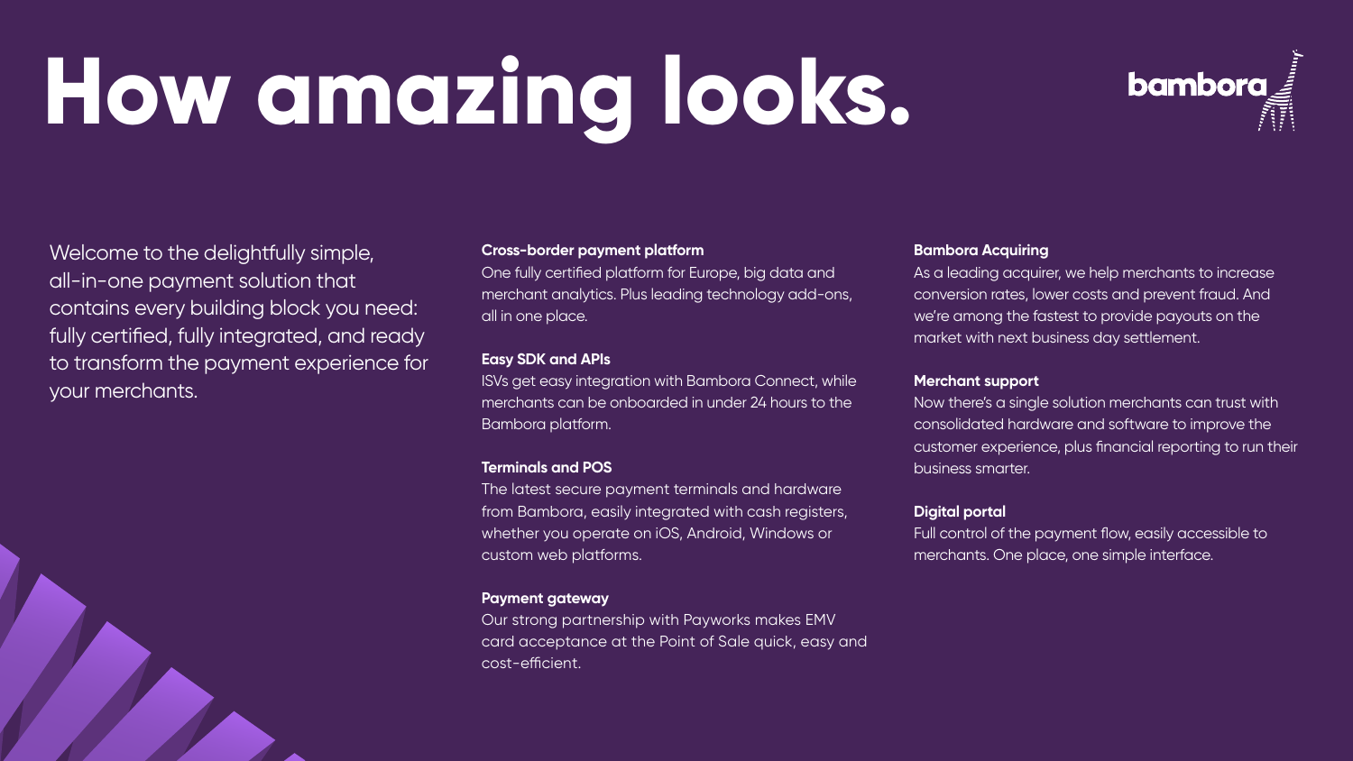# How amazing looks.

Welcome to the delightfully simple, all-in-one payment solution that contains every building block you need: fully certified, fully integrated, and ready to transform the payment experience for your merchants.

**Cross-border payment platform**
One fully certified platform for Europe, big data and merchant analytics. Plus leading technology add-ons, all in one place.

**Easy SDK and APIs**
ISVs get easy integration with Bambora Connect, while merchants can be onboarded in under 24 hours to the Bambora platform.

**Terminals and POS**
The latest secure payment terminals and hardware from Bambora, easily integrated with cash registers, whether you operate on iOS, Android, Windows or custom web platforms.

**Payment gateway**
Our strong partnership with Payworks makes EMV card acceptance at the Point of Sale quick, easy and cost-efficient.

**Bambora Acquiring**
As a leading acquirer, we help merchants to increase conversion rates, lower costs and prevent fraud. And we're among the fastest to provide payouts on the market with next business day settlement.

**Merchant support**
Now there's a single solution merchants can trust with consolidated hardware and software to improve the customer experience, plus financial reporting to run their business smarter.

**Digital portal**
Full control of the payment flow, easily accessible to merchants. One place, one simple interface.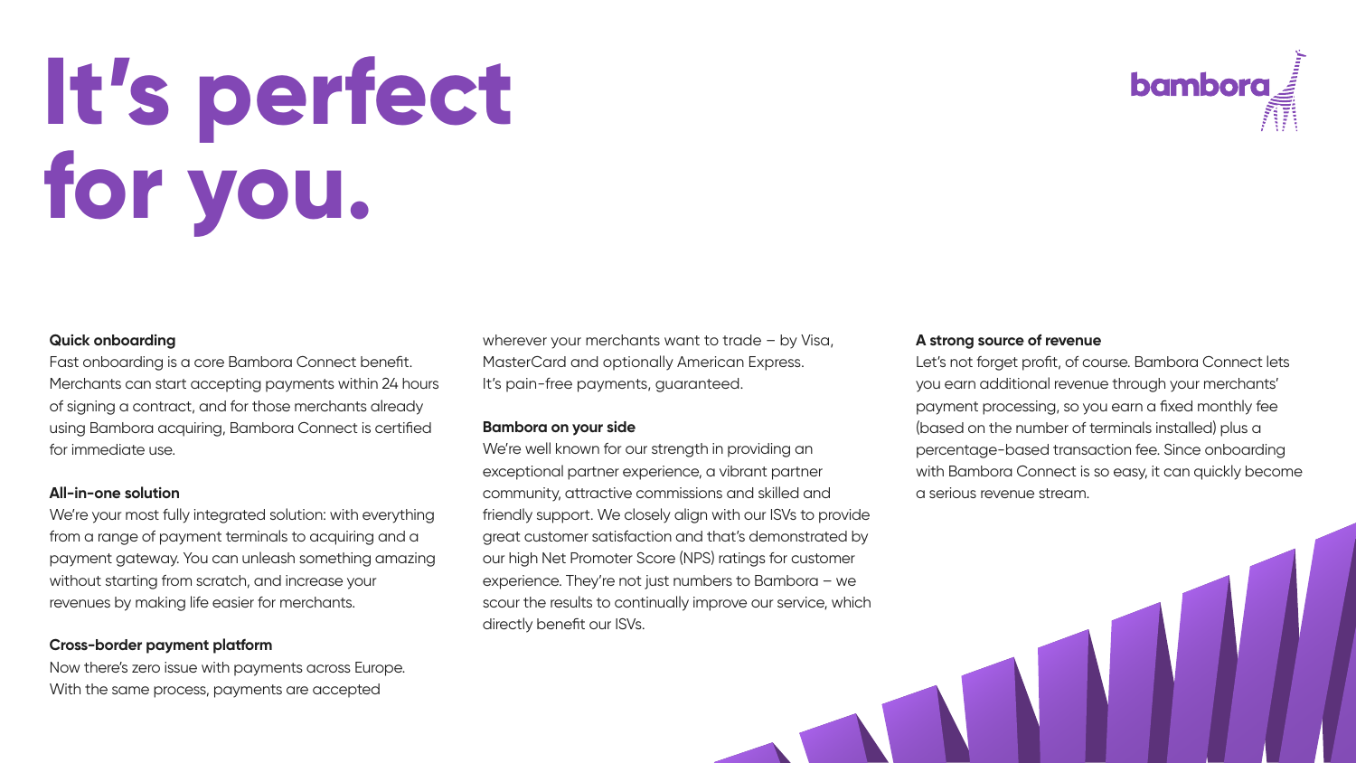# It's perfect for you.

**Quick onboarding**
Fast onboarding is a core Bambora Connect benefit. Merchants can start accepting payments within 24 hours of signing a contract, and for those merchants already using Bambora acquiring, Bambora Connect is certified for immediate use.

**All-in-one solution**
We're your most fully integrated solution: with everything from a range of payment terminals to acquiring and a payment gateway. You can unleash something amazing without starting from scratch, and increase your revenues by making life easier for merchants.

**Cross-border payment platform**
Now there's zero issue with payments across Europe. With the same process, payments are accepted wherever your merchants want to trade – by Visa, MasterCard and optionally American Express. It's pain-free payments, guaranteed.

**Bambora on your side**
We're well known for our strength in providing an exceptional partner experience, a vibrant partner community, attractive commissions and skilled and friendly support. We closely align with our ISVs to provide great customer satisfaction and that's demonstrated by our high Net Promoter Score (NPS) ratings for customer experience. They're not just numbers to Bambora – we scour the results to continually improve our service, which directly benefit our ISVs.

**A strong source of revenue**
Let's not forget profit, of course. Bambora Connect lets you earn additional revenue through your merchants' payment processing, so you earn a fixed monthly fee (based on the number of terminals installed) plus a percentage-based transaction fee. Since onboarding with Bambora Connect is so easy, it can quickly become a serious revenue stream.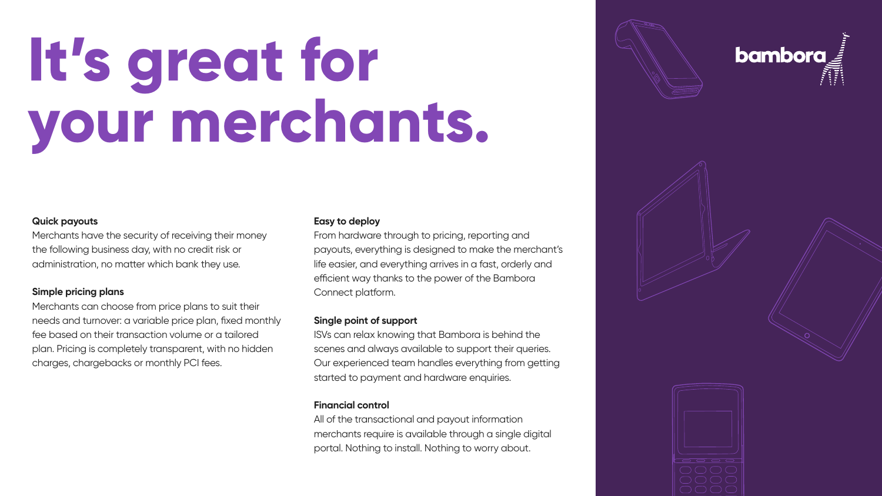# It's great for your merchants.

**Quick payouts**
Merchants have the security of receiving their money the following business day, with no credit risk or administration, no matter which bank they use.

**Simple pricing plans**
Merchants can choose from price plans to suit their needs and turnover: a variable price plan, fixed monthly fee based on their transaction volume or a tailored plan. Pricing is completely transparent, with no hidden charges, chargebacks or monthly PCI fees.

**Easy to deploy**
From hardware through to pricing, reporting and payouts, everything is designed to make the merchant's life easier, and everything arrives in a fast, orderly and efficient way thanks to the power of the Bambora Connect platform.

**Single point of support**
ISVs can relax knowing that Bambora is behind the scenes and always available to support their queries. Our experienced team handles everything from getting started to payment and hardware enquiries.

**Financial control**
All of the transactional and payout information merchants require is available through a single digital portal. Nothing to install. Nothing to worry about.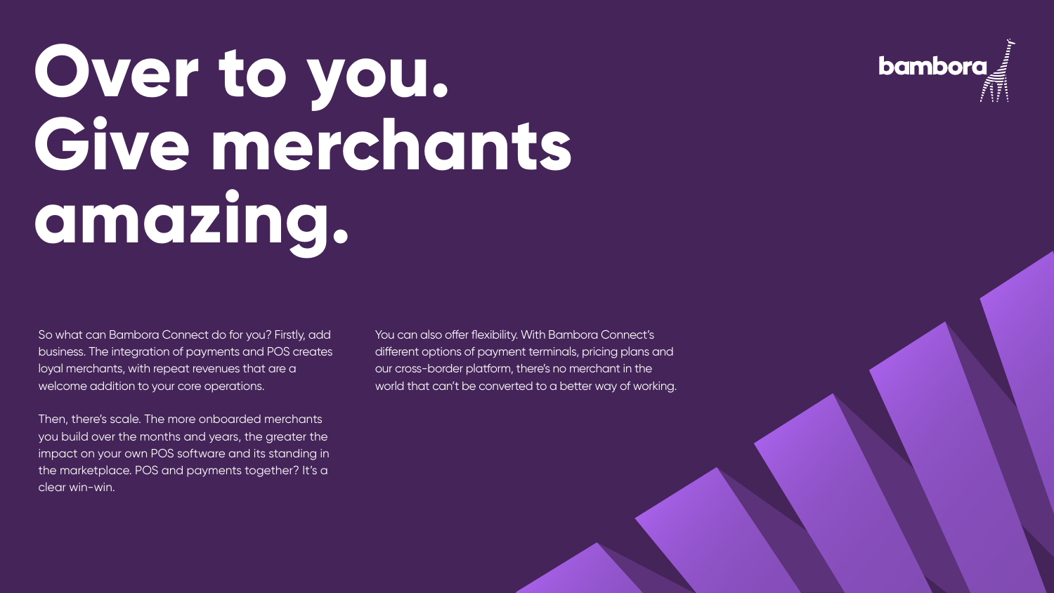# Over to you. Give merchants amazing.

So what can Bambora Connect do for you? Firstly, add business. The integration of payments and POS creates loyal merchants, with repeat revenues that are a welcome addition to your core operations.

Then, there's scale. The more onboarded merchants you build over the months and years, the greater the impact on your own POS software and its standing in the marketplace. POS and payments together? It's a clear win-win.

You can also offer flexibility. With Bambora Connect's different options of payment terminals, pricing plans and our cross-border platform, there's no merchant in the world that can't be converted to a better way of working.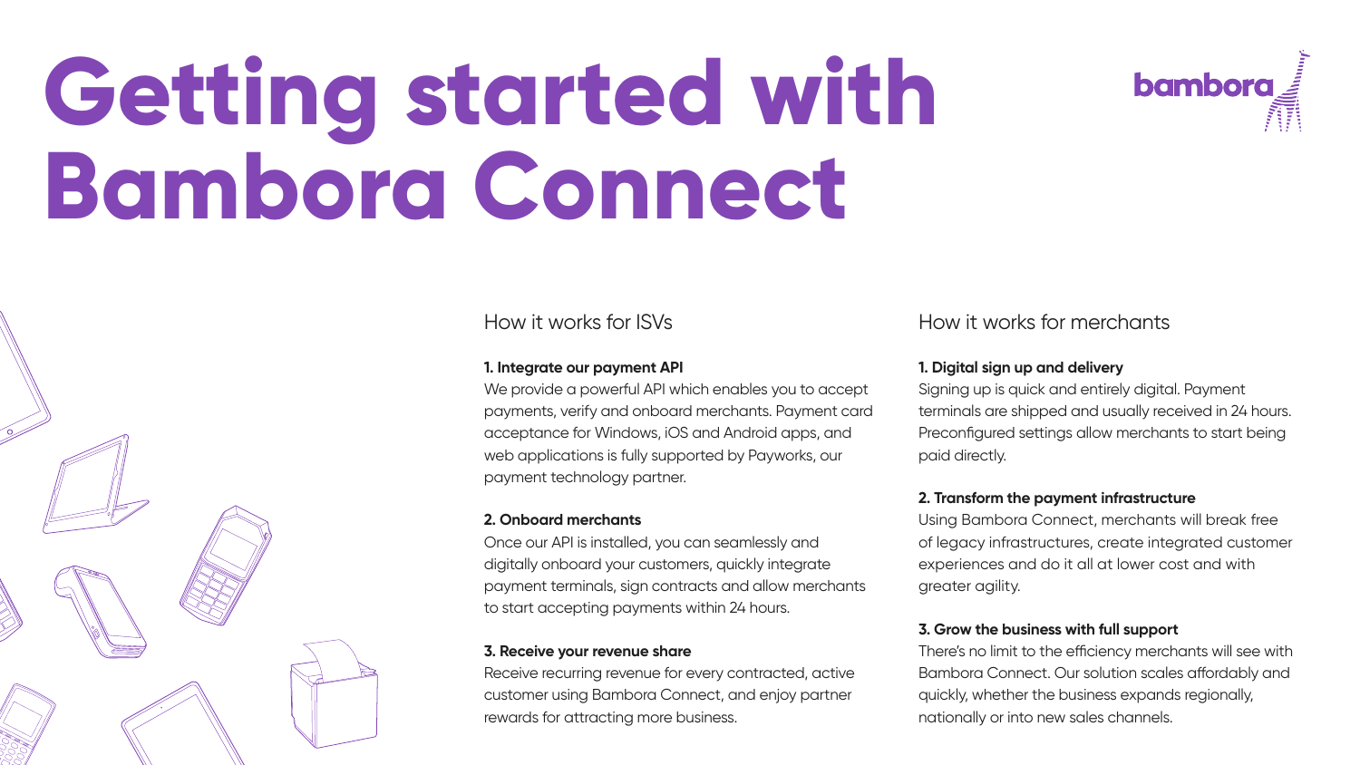# Getting started with Bambora Connect

## How it works for ISVs

**1. Integrate our payment API**
We provide a powerful API which enables you to accept payments, verify and onboard merchants. Payment card acceptance for Windows, iOS and Android apps, and web applications is fully supported by Payworks, our payment technology partner.

**2. Onboard merchants**
Once our API is installed, you can seamlessly and digitally onboard your customers, quickly integrate payment terminals, sign contracts and allow merchants to start accepting payments within 24 hours.

**3. Receive your revenue share**
Receive recurring revenue for every contracted, active customer using Bambora Connect, and enjoy partner rewards for attracting more business.

## How it works for merchants

**1. Digital sign up and delivery**
Signing up is quick and entirely digital. Payment terminals are shipped and usually received in 24 hours. Preconfigured settings allow merchants to start being paid directly.

**2. Transform the payment infrastructure**
Using Bambora Connect, merchants will break free of legacy infrastructures, create integrated customer experiences and do it all at lower cost and with greater agility.

**3. Grow the business with full support**
There's no limit to the efficiency merchants will see with Bambora Connect. Our solution scales affordably and quickly, whether the business expands regionally, nationally or into new sales channels.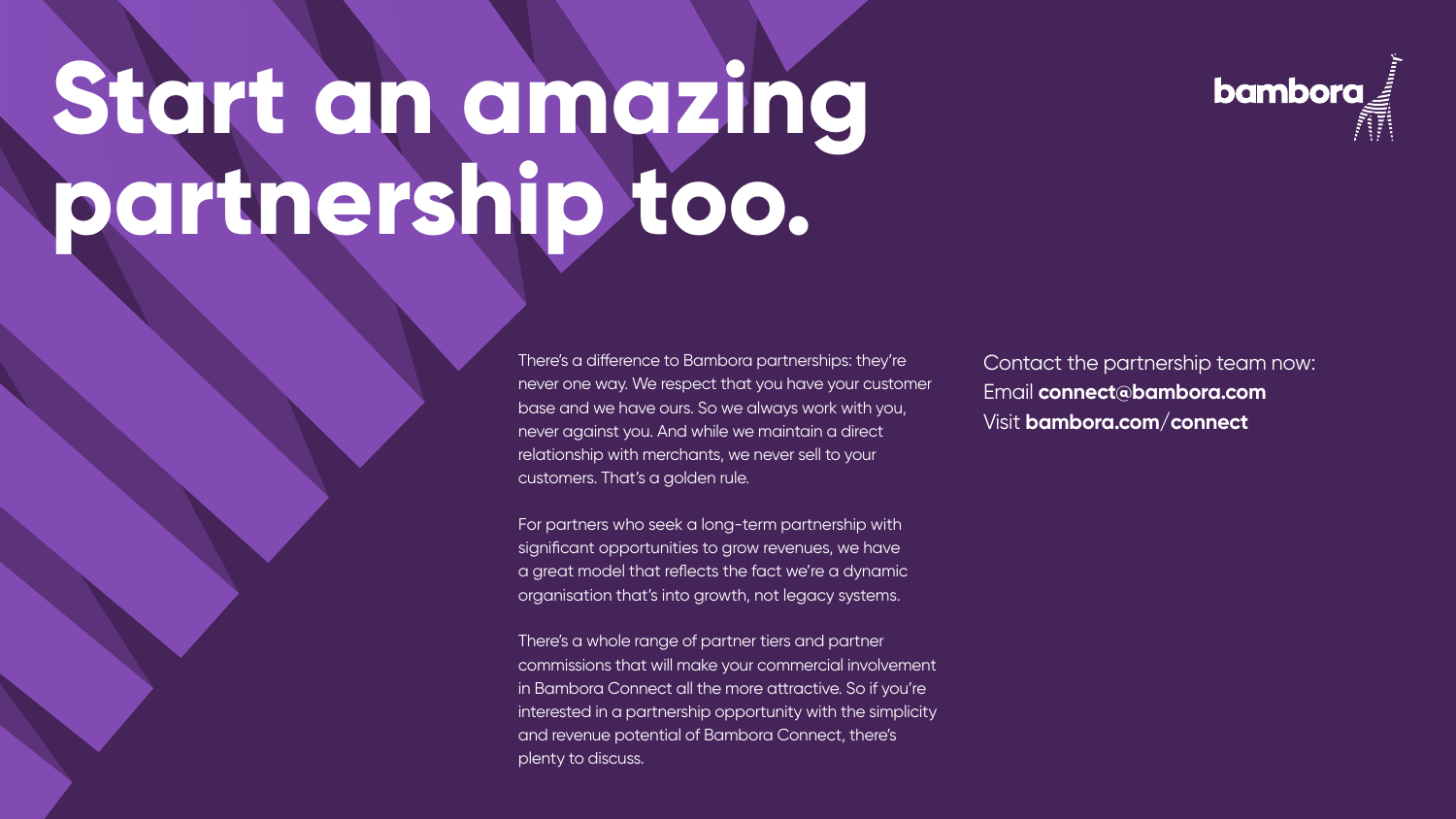# Start an amazing partnership too.

There's a difference to Bambora partnerships: they're never one way. We respect that you have your customer base and we have ours. So we always work with you, never against you. And while we maintain a direct relationship with merchants, we never sell to your customers. That's a golden rule.

For partners who seek a long-term partnership with significant opportunities to grow revenues, we have a great model that reflects the fact we're a dynamic organisation that's into growth, not legacy systems.

There's a whole range of partner tiers and partner commissions that will make your commercial involvement in Bambora Connect all the more attractive. So if you're interested in a partnership opportunity with the simplicity and revenue potential of Bambora Connect, there's plenty to discuss.

Contact the partnership team now:
Email **connect@bambora.com**
Visit **bambora.com/connect**